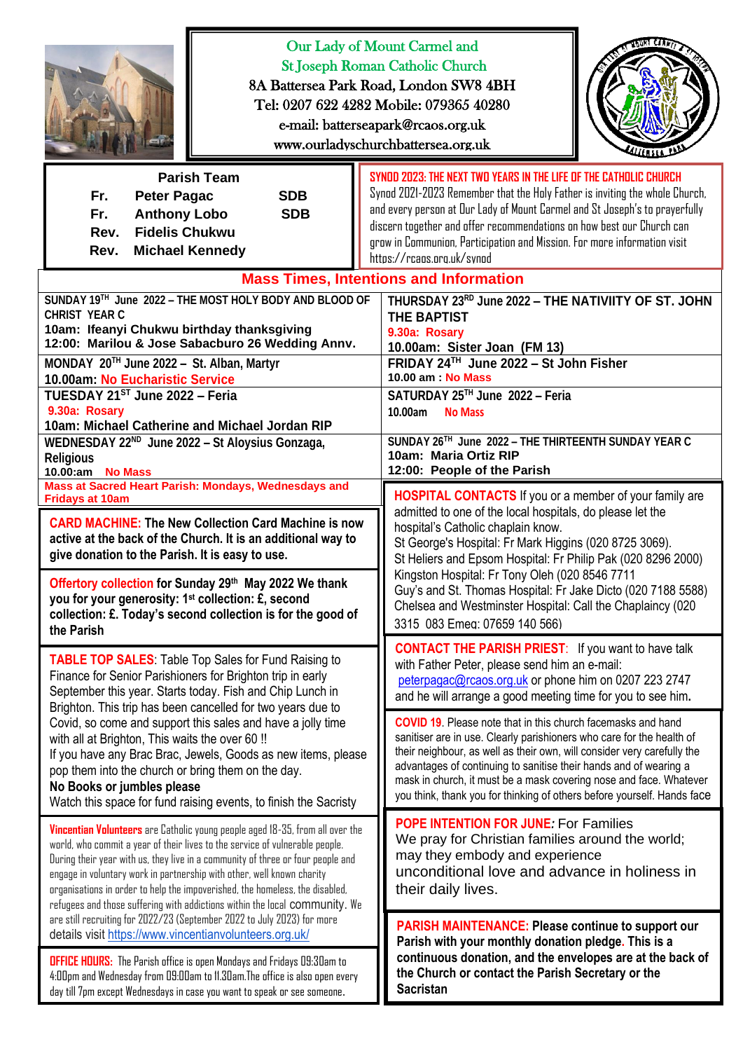# Our Lady of Mount Carmel and St Joseph Roman Catholic Church

8A Battersea Park Road, London SW8 4BH
Tel: 0207 622 4282 Mobile: 079365 40280
e-mail: batterseapark@rcaos.org.uk
www.ourladyschurchbattersea.org.uk

**Parish Team**

Fr. Peter Pagac SDB
Fr. Anthony Lobo SDB
Rev. Fidelis Chukwu
Rev. Michael Kennedy

**SYNOD 2023: THE NEXT TWO YEARS IN THE LIFE OF THE CATHOLIC CHURCH**
Synod 2021-2023 Remember that the Holy Father is inviting the whole Church, and every person at Our Lady of Mount Carmel and St Joseph's to prayerfully discern together and offer recommendations on how best our Church can grow in Communion, Participation and Mission. For more information visit https://rcaos.org.uk/synod

## Mass Times, Intentions and Information

**SUNDAY 19TH June 2022 – THE MOST HOLY BODY AND BLOOD OF CHRIST YEAR C**
10am: Ifeanyi Chukwu birthday thanksgiving
12:00: Marilou & Jose Sabacburo 26 Wedding Annv.

**MONDAY 20TH June 2022 – St. Alban, Martyr**
10.00am: No Eucharistic Service

**TUESDAY 21ST June 2022 – Feria**
9.30a: Rosary
10am: Michael Catherine and Michael Jordan RIP

**WEDNESDAY 22ND June 2022 – St Aloysius Gonzaga, Religious**
10.00:am No Mass

**THURSDAY 23RD June 2022 – THE NATIVIITY OF ST. JOHN THE BAPTIST**
9.30a: Rosary
10.00am: Sister Joan (FM 13)

**FRIDAY 24TH June 2022 – St John Fisher**
10.00 am : No Mass

**SATURDAY 25TH June 2022 – Feria**
10.00am No Mass

**SUNDAY 26TH June 2022 – THE THIRTEENTH SUNDAY YEAR C**
10am: Maria Ortiz RIP
12:00: People of the Parish

**Mass at Sacred Heart Parish: Mondays, Wednesdays and Fridays at 10am**

**CARD MACHINE: The New Collection Card Machine is now active at the back of the Church. It is an additional way to give donation to the Parish. It is easy to use.**

**Offertory collection for Sunday 29th May 2022 We thank you for your generosity: 1st collection: £, second collection: £. Today's second collection is for the good of the Parish**

**TABLE TOP SALES**: Table Top Sales for Fund Raising to Finance for Senior Parishioners for Brighton trip in early September this year. Starts today. Fish and Chip Lunch in Brighton. This trip has been cancelled for two years due to Covid, so come and support this sales and have a jolly time with all at Brighton, This waits the over 60 !!
If you have any Brac Brac, Jewels, Goods as new items, please pop them into the church or bring them on the day.
**No Books or jumbles please**
Watch this space for fund raising events, to finish the Sacristy

**Vincentian Volunteers** are Catholic young people aged 18-35, from all over the world, who commit a year of their lives to the service of vulnerable people. During their year with us, they live in a community of three or four people and engage in voluntary work in partnership with other, well known charity organisations in order to help the impoverished, the homeless, the disabled, refugees and those suffering with addictions within the local community. We are still recruiting for 2022/23 (September 2022 to July 2023) for more details visit https://www.vincentianvolunteers.org.uk/

**OFFICE HOURS:** The Parish office is open Mondays and Fridays 09:30am to 4:00pm and Wednesday from 09:00am to 11.30am.The office is also open every day till 7pm except Wednesdays in case you want to speak or see someone.

**HOSPITAL CONTACTS** If you or a member of your family are admitted to one of the local hospitals, do please let the hospital's Catholic chaplain know.
St George's Hospital: Fr Mark Higgins (020 8725 3069).
St Heliers and Epsom Hospital: Fr Philip Pak (020 8296 2000)
Kingston Hospital: Fr Tony Oleh (020 8546 7711
Guy's and St. Thomas Hospital: Fr Jake Dicto (020 7188 5588)
Chelsea and Westminster Hospital: Call the Chaplaincy (020 3315 083 Emeg: 07659 140 566)

**CONTACT THE PARISH PRIEST**: If you want to have talk with Father Peter, please send him an e-mail: peterpagac@rcaos.org.uk or phone him on 0207 223 2747 and he will arrange a good meeting time for you to see him.

**COVID 19**. Please note that in this church facemasks and hand sanitiser are in use. Clearly parishioners who care for the health of their neighbour, as well as their own, will consider very carefully the advantages of continuing to sanitise their hands and of wearing a mask in church, it must be a mask covering nose and face. Whatever you think, thank you for thinking of others before yourself. Hands face

**POPE INTENTION FOR JUNE:** For Families
We pray for Christian families around the world; may they embody and experience unconditional love and advance in holiness in their daily lives.

**PARISH MAINTENANCE: Please continue to support our Parish with your monthly donation pledge. This is a continuous donation, and the envelopes are at the back of the Church or contact the Parish Secretary or the Sacristan**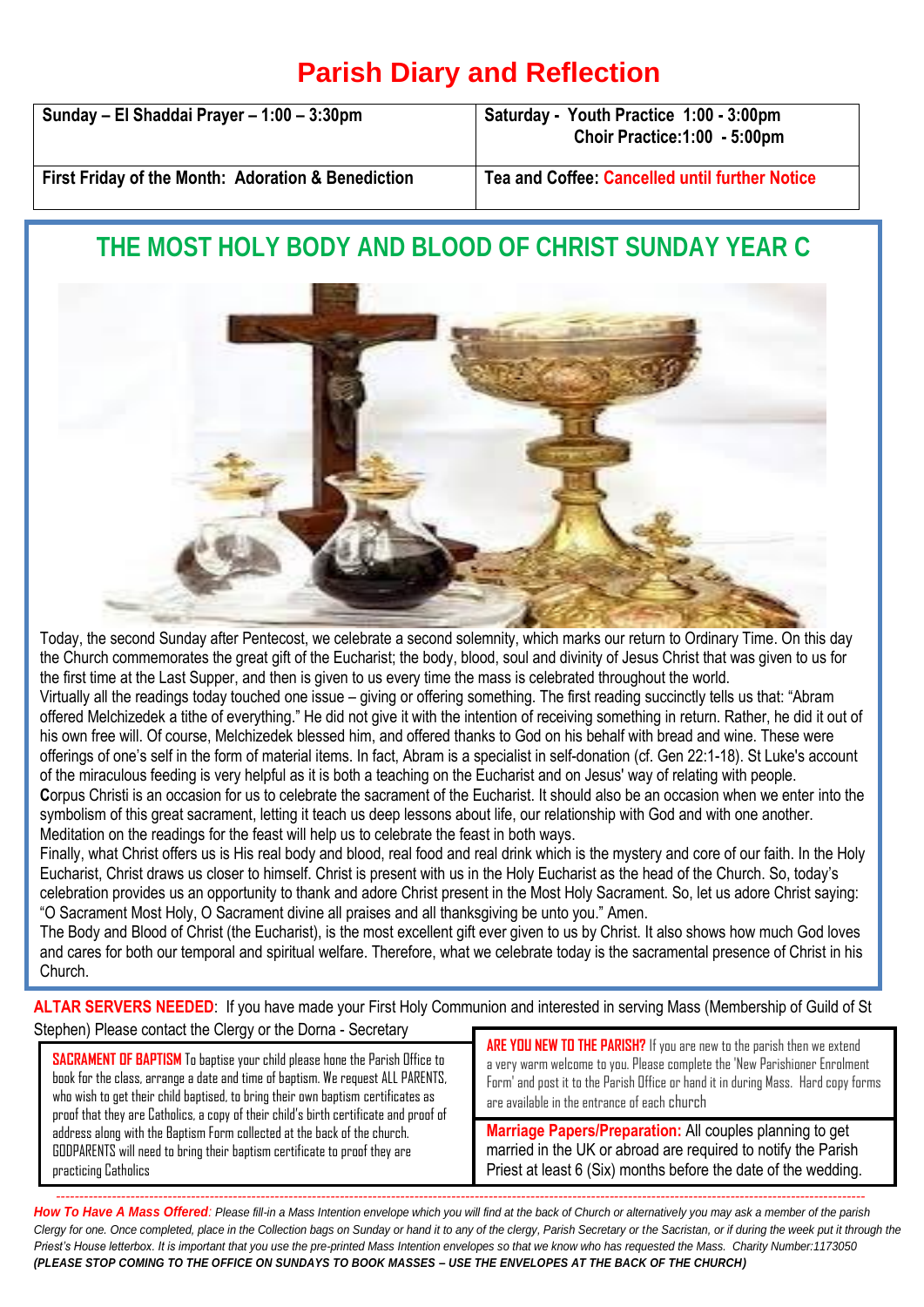# Parish Diary and Reflection

| | |
|---|---|
| **Sunday – El Shaddai Prayer – 1:00 – 3:30pm** | **Saturday - Youth Practice 1:00 - 3:00pm**<br>**Choir Practice:1:00 - 5:00pm** |
| **First Friday of the Month: Adoration & Benediction** | **Tea and Coffee: Cancelled until further Notice** |

## THE MOST HOLY BODY AND BLOOD OF CHRIST SUNDAY YEAR C

Today, the second Sunday after Pentecost, we celebrate a second solemnity, which marks our return to Ordinary Time. On this day the Church commemorates the great gift of the Eucharist; the body, blood, soul and divinity of Jesus Christ that was given to us for the first time at the Last Supper, and then is given to us every time the mass is celebrated throughout the world.

Virtually all the readings today touched one issue – giving or offering something. The first reading succinctly tells us that: "Abram offered Melchizedek a tithe of everything." He did not give it with the intention of receiving something in return. Rather, he did it out of his own free will. Of course, Melchizedek blessed him, and offered thanks to God on his behalf with bread and wine. These were offerings of one's self in the form of material items. In fact, Abram is a specialist in self-donation (cf. Gen 22:1-18). St Luke's account of the miraculous feeding is very helpful as it is both a teaching on the Eucharist and on Jesus' way of relating with people.

**C**orpus Christi is an occasion for us to celebrate the sacrament of the Eucharist. It should also be an occasion when we enter into the symbolism of this great sacrament, letting it teach us deep lessons about life, our relationship with God and with one another. Meditation on the readings for the feast will help us to celebrate the feast in both ways.

Finally, what Christ offers us is His real body and blood, real food and real drink which is the mystery and core of our faith. In the Holy Eucharist, Christ draws us closer to himself. Christ is present with us in the Holy Eucharist as the head of the Church. So, today's celebration provides us an opportunity to thank and adore Christ present in the Most Holy Sacrament. So, let us adore Christ saying: "O Sacrament Most Holy, O Sacrament divine all praises and all thanksgiving be unto you." Amen.

The Body and Blood of Christ (the Eucharist), is the most excellent gift ever given to us by Christ. It also shows how much God loves and cares for both our temporal and spiritual welfare. Therefore, what we celebrate today is the sacramental presence of Christ in his Church.

**ALTAR SERVERS NEEDED**: If you have made your First Holy Communion and interested in serving Mass (Membership of Guild of St Stephen) Please contact the Clergy or the Dorna - Secretary

**SACRAMENT OF BAPTISM** To baptise your child please hone the Parish Office to book for the class, arrange a date and time of baptism. We request ALL PARENTS, who wish to get their child baptised, to bring their own baptism certificates as proof that they are Catholics, a copy of their child's birth certificate and proof of address along with the Baptism Form collected at the back of the church. GODPARENTS will need to bring their baptism certificate to proof they are practicing Catholics

**ARE YOU NEW TO THE PARISH?** If you are new to the parish then we extend a very warm welcome to you. Please complete the 'New Parishioner Enrolment Form' and post it to the Parish Office or hand it in during Mass. Hard copy forms are available in the entrance of each church

**Marriage Papers/Preparation:** All couples planning to get married in the UK or abroad are required to notify the Parish Priest at least 6 (Six) months before the date of the wedding.

***How To Have A Mass Offered**: Please fill-in a Mass Intention envelope which you will find at the back of Church or alternatively you may ask a member of the parish Clergy for one. Once completed, place in the Collection bags on Sunday or hand it to any of the clergy, Parish Secretary or the Sacristan, or if during the week put it through the Priest's House letterbox. It is important that you use the pre-printed Mass Intention envelopes so that we know who has requested the Mass. Charity Number:1173050*

***(PLEASE STOP COMING TO THE OFFICE ON SUNDAYS TO BOOK MASSES – USE THE ENVELOPES AT THE BACK OF THE CHURCH)***